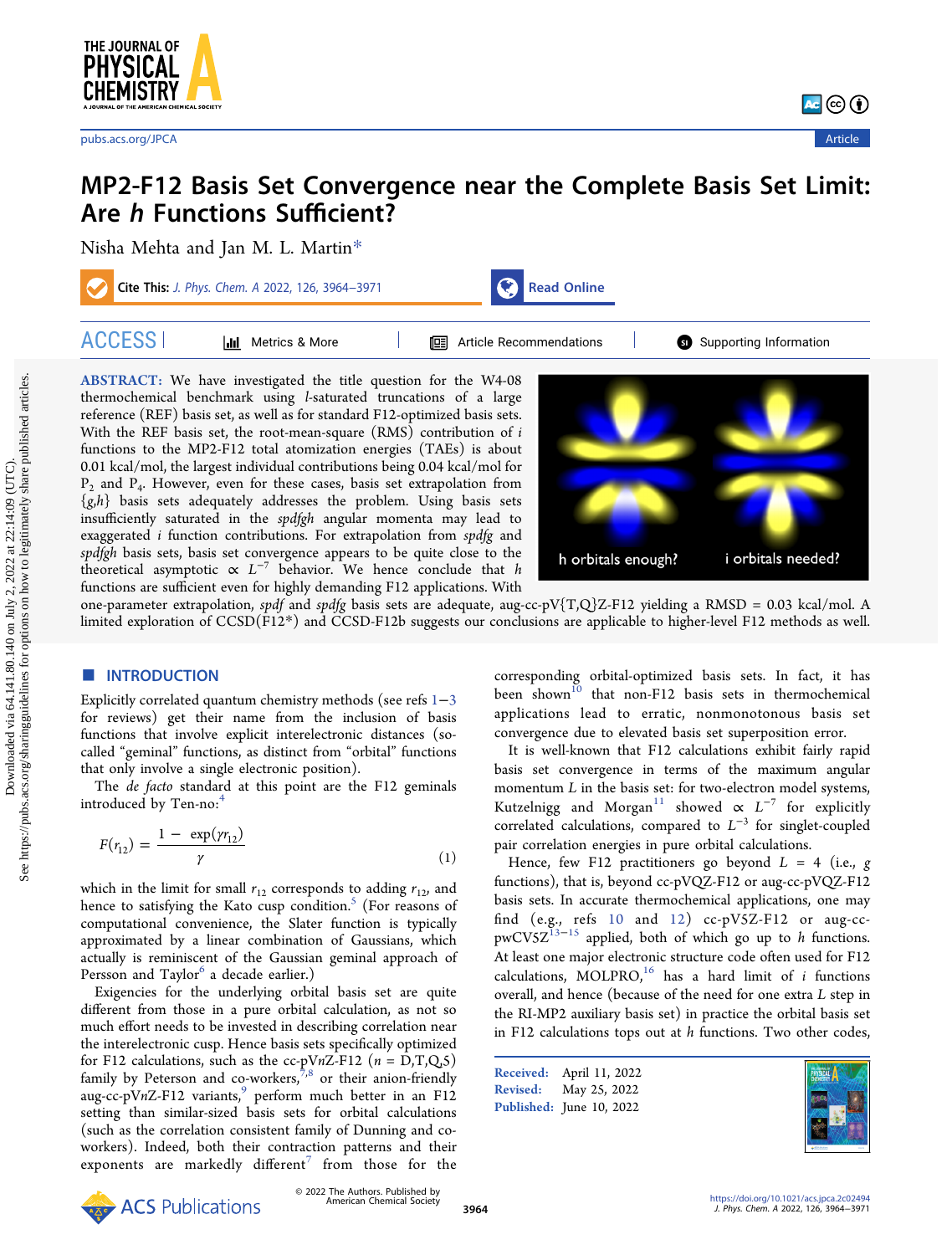# MP2-F12 Basis Set Convergence near the Complete Basis Set Limit: Are *h* Functions Sufficient?

Nisha Mehta and Jan M. L. Martin*

**ABSTRACT:** We have investigated the title question for the W4-08 thermochemical benchmark using *l*-saturated truncations of a large reference (REF) basis set, as well as for standard F12-optimized basis sets. With the REF basis set, the root-mean-square (RMS) contribution of *i* functions to the MP2-F12 total atomization energies (TAEs) is about 0.01 kcal/mol, the largest individual contributions being 0.04 kcal/mol for $P_2$ and $P_4$. However, even for these cases, basis set extrapolation from {*g*,*h*} basis sets adequately addresses the problem. Using basis sets insufficiently saturated in the *spdfgh* angular momenta may lead to exaggerated *i* function contributions. For extrapolation from *spdfg* and *spdfgh* basis sets, basis set convergence appears to be quite close to the theoretical asymptotic $\propto L^{-7}$ behavior. We hence conclude that *h* functions are sufficient even for highly demanding F12 applications. With one-parameter extrapolation, *spdf* and *spdfg* basis sets are adequate, aug-cc-pV{T,Q}Z-F12 yielding a RMSD = 0.03 kcal/mol. A limited exploration of CCSD(F12*) and CCSD-F12b suggests our conclusions are applicable to higher-level F12 methods as well.

## INTRODUCTION

Explicitly correlated quantum chemistry methods (see refs [1−3] for reviews) get their name from the inclusion of basis functions that involve explicit interelectronic distances (so-called "geminal" functions, as distinct from "orbital" functions that only involve a single electronic position).

The *de facto* standard at this point are the F12 geminals introduced by Ten-no:[4]

$$F(r_{12}) = \frac{1 - \exp(\gamma r_{12})}{\gamma} \tag{1}$$

which in the limit for small $r_{12}$ corresponds to adding $r_{12}$, and hence to satisfying the Kato cusp condition.[5] (For reasons of computational convenience, the Slater function is typically approximated by a linear combination of Gaussians, which actually is reminiscent of the Gaussian geminal approach of Persson and Taylor[6] a decade earlier.)

Exigencies for the underlying orbital basis set are quite different from those in a pure orbital calculation, as not so much effort needs to be invested in describing correlation near the interelectronic cusp. Hence basis sets specifically optimized for F12 calculations, such as the cc-pV*n*Z-F12 (*n* = D,T,Q,5) family by Peterson and co-workers,[7,8] or their anion-friendly aug-cc-pV*n*Z-F12 variants,[9] perform much better in an F12 setting than similar-sized basis sets for orbital calculations (such as the correlation consistent family of Dunning and co-workers). Indeed, both their contraction patterns and their exponents are markedly different[7] from those for the corresponding orbital-optimized basis sets. In fact, it has been shown[10] that non-F12 basis sets in thermochemical applications lead to erratic, nonmonotonous basis set convergence due to elevated basis set superposition error.

It is well-known that F12 calculations exhibit fairly rapid basis set convergence in terms of the maximum angular momentum *L* in the basis set: for two-electron model systems, Kutzelnigg and Morgan[11] showed $\propto L^{-7}$ for explicitly correlated calculations, compared to $L^{-3}$ for singlet-coupled pair correlation energies in pure orbital calculations.

Hence, few F12 practitioners go beyond *L* = 4 (i.e., *g* functions), that is, beyond cc-pVQZ-F12 or aug-cc-pVQZ-F12 basis sets. In accurate thermochemical applications, one may find (e.g., refs [10] and [12]) cc-pV5Z-F12 or aug-cc-pwCV5Z[13−15] applied, both of which go up to *h* functions. At least one major electronic structure code often used for F12 calculations, MOLPRO,[16] has a hard limit of *i* functions overall, and hence (because of the need for one extra *L* step in the RI-MP2 auxiliary basis set) in practice the orbital basis set in F12 calculations tops out at *h* functions. Two other codes,

Received: April 11, 2022
Revised: May 25, 2022
Published: June 10, 2022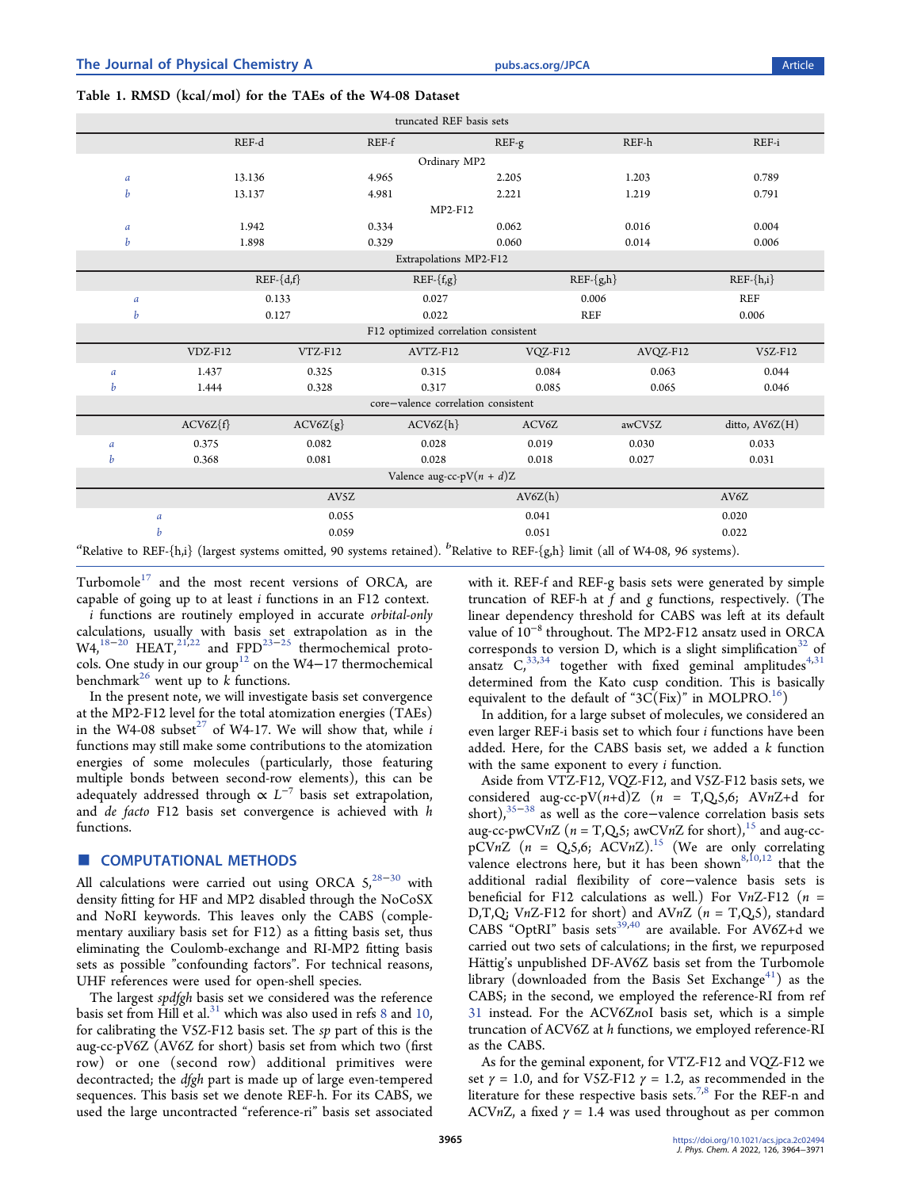**Table 1. RMSD (kcal/mol) for the TAEs of the W4-08 Dataset**

| | truncated REF basis sets | | | | |
|---|---|---|---|---|---|
| | REF-d | REF-f | REF-g | REF-h | REF-i |
| | Ordinary MP2 | | | | |
| *a* | 13.136 | 4.965 | 2.205 | 1.203 | 0.789 |
| *b* | 13.137 | 4.981 | 2.221 | 1.219 | 0.791 |
| | MP2-F12 | | | | |
| *a* | 1.942 | 0.334 | 0.062 | 0.016 | 0.004 |
| *b* | 1.898 | 0.329 | 0.060 | 0.014 | 0.006 |

| | Extrapolations MP2-F12 | | | |
|---|---|---|---|---|
| | REF-{d,f} | REF-{f,g} | REF-{g,h} | REF-{h,i} |
| *a* | 0.133 | 0.027 | 0.006 | REF |
| *b* | 0.127 | 0.022 | REF | 0.006 |

| | F12 optimized correlation consistent | | | | | |
|---|---|---|---|---|---|---|
| | VDZ-F12 | VTZ-F12 | AVTZ-F12 | VQZ-F12 | AVQZ-F12 | V5Z-F12 |
| *a* | 1.437 | 0.325 | 0.315 | 0.084 | 0.063 | 0.044 |
| *b* | 1.444 | 0.328 | 0.317 | 0.085 | 0.065 | 0.046 |
| | core−valence correlation consistent | | | | | |
| | ACV6Z{f} | ACV6Z{g} | ACV6Z{h} | ACV6Z | awCV5Z | ditto, AV6Z(H) |
| *a* | 0.375 | 0.082 | 0.028 | 0.019 | 0.030 | 0.033 |
| *b* | 0.368 | 0.081 | 0.028 | 0.018 | 0.027 | 0.031 |

| | Valence aug-cc-pV($n$ + $d$)Z | | |
|---|---|---|---|
| | AV5Z | AV6Z(h) | AV6Z |
| *a* | 0.055 | 0.041 | 0.020 |
| *b* | 0.059 | 0.051 | 0.022 |

[a]Relative to REF-{h,i} (largest systems omitted, 90 systems retained). [b]Relative to REF-{g,h} limit (all of W4-08, 96 systems).

Turbomole[17] and the most recent versions of ORCA, are capable of going up to at least *i* functions in an F12 context.

*i* functions are routinely employed in accurate *orbital-only* calculations, usually with basis set extrapolation as in the W4,[18−20] HEAT,[21,22] and FPD[23−25] thermochemical protocols. One study in our group[12] on the W4−17 thermochemical benchmark[26] went up to *k* functions.

In the present note, we will investigate basis set convergence at the MP2-F12 level for the total atomization energies (TAEs) in the W4-08 subset[27] of W4-17. We will show that, while *i* functions may still make some contributions to the atomization energies of some molecules (particularly, those featuring multiple bonds between second-row elements), this can be adequately addressed through $\propto L^{-7}$ basis set extrapolation, and *de facto* F12 basis set convergence is achieved with *h* functions.

## COMPUTATIONAL METHODS

All calculations were carried out using ORCA 5,[28−30] with density fitting for HF and MP2 disabled through the NoCoSX and NoRI keywords. This leaves only the CABS (complementary auxiliary basis set for F12) as a fitting basis set, thus eliminating the Coulomb-exchange and RI-MP2 fitting basis sets as possible "confounding factors". For technical reasons, UHF references were used for open-shell species.

The largest *spdfgh* basis set we considered was the reference basis set from Hill et al.[31] which was also used in refs 8 and 10, for calibrating the V5Z-F12 basis set. The *sp* part of this is the aug-cc-pV6Z (AV6Z for short) basis set from which two (first row) or one (second row) additional primitives were decontracted; the *dfgh* part is made up of large even-tempered sequences. This basis set we denote REF-h. For its CABS, we used the large uncontracted "reference-ri" basis set associated with it. REF-f and REF-g basis sets were generated by simple truncation of REF-h at *f* and *g* functions, respectively. (The linear dependency threshold for CABS was left at its default value of $10^{-8}$ throughout. The MP2-F12 ansatz used in ORCA corresponds to version D, which is a slight simplification[32] of ansatz C,[33,34] together with fixed geminal amplitudes[4,31] determined from the Kato cusp condition. This is basically equivalent to the default of "3C(Fix)" in MOLPRO.[16])

In addition, for a large subset of molecules, we considered an even larger REF-i basis set to which four *i* functions have been added. Here, for the CABS basis set, we added a *k* function with the same exponent to every *i* function.

Aside from VTZ-F12, VQZ-F12, and V5Z-F12 basis sets, we considered aug-cc-pV($n$+d)Z ($n$ = T,Q,5,6; AV$n$Z+d for short),[35−38] as well as the core−valence correlation basis sets aug-cc-pwCV$n$Z ($n$ = T,Q,5; awCV$n$Z for short),[15] and aug-cc-pCV$n$Z ($n$ = Q,5,6; ACV$n$Z).[15] (We are only correlating valence electrons here, but it has been shown[8,10,12] that the additional radial flexibility of core−valence basis sets is beneficial for F12 calculations as well.) For V$n$Z-F12 ($n$ = D,T,Q; V$n$Z-F12 for short) and AV$n$Z ($n$ = T,Q,5), standard CABS "OptRI" basis sets[39,40] are available. For AV6Z+d we carried out two sets of calculations; in the first, we repurposed Hättig's unpublished DF-AV6Z basis set from the Turbomole library (downloaded from the Basis Set Exchange[41]) as the CABS; in the second, we employed the reference-RI from ref 31 instead. For the ACV6ZnoI basis set, which is a simple truncation of ACV6Z at *h* functions, we employed reference-RI as the CABS.

As for the geminal exponent, for VTZ-F12 and VQZ-F12 we set $\gamma$ = 1.0, and for V5Z-F12 $\gamma$ = 1.2, as recommended in the literature for these respective basis sets.[7,8] For the REF-n and ACV$n$Z, a fixed $\gamma$ = 1.4 was used throughout as per common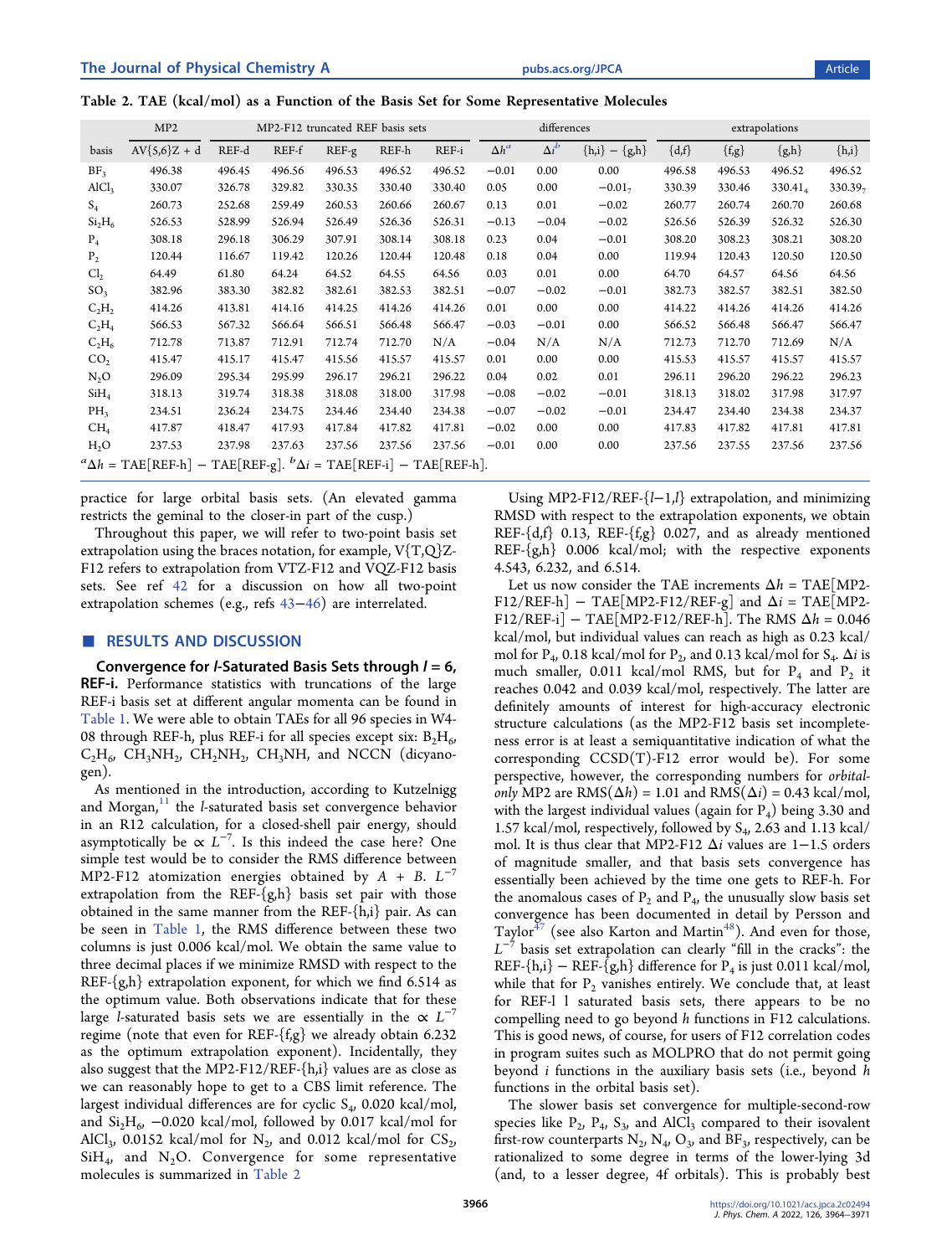**Table 2. TAE (kcal/mol) as a Function of the Basis Set for Some Representative Molecules**

| | MP2 | MP2-F12 truncated REF basis sets | | | | | differences | | | extrapolations | | | |
|---|---|---|---|---|---|---|---|---|---|---|---|---|---|
| basis | AV{5,6}Z + d | REF-d | REF-f | REF-g | REF-h | REF-i | $\Delta h^a$ | $\Delta i^b$ | {h,i} − {g,h} | {d,f} | {f,g} | {g,h} | {h,i} |
| $BF_3$ | 496.38 | 496.45 | 496.56 | 496.53 | 496.52 | 496.52 | −0.01 | 0.00 | 0.00 | 496.58 | 496.53 | 496.52 | 496.52 |
| $AlCl_3$ | 330.07 | 326.78 | 329.82 | 330.35 | 330.40 | 330.40 | 0.05 | 0.00 | $-0.01_7$ | 330.39 | 330.46 | $330.41_4$ | $330.39_7$ |
| $S_4$ | 260.73 | 252.68 | 259.49 | 260.53 | 260.66 | 260.67 | 0.13 | 0.01 | −0.02 | 260.77 | 260.74 | 260.70 | 260.68 |
| $Si_2H_6$ | 526.53 | 528.99 | 526.94 | 526.49 | 526.36 | 526.31 | −0.13 | −0.04 | −0.02 | 526.56 | 526.39 | 526.32 | 526.30 |
| $P_4$ | 308.18 | 296.18 | 306.29 | 307.91 | 308.14 | 308.18 | 0.23 | 0.04 | −0.01 | 308.20 | 308.23 | 308.21 | 308.20 |
| $P_2$ | 120.44 | 116.67 | 119.42 | 120.26 | 120.44 | 120.48 | 0.18 | 0.04 | 0.00 | 119.94 | 120.43 | 120.50 | 120.50 |
| $Cl_2$ | 64.49 | 61.80 | 64.24 | 64.52 | 64.55 | 64.56 | 0.03 | 0.01 | 0.00 | 64.70 | 64.57 | 64.56 | 64.56 |
| $SO_3$ | 382.96 | 383.30 | 382.82 | 382.61 | 382.53 | 382.51 | −0.07 | −0.02 | −0.01 | 382.73 | 382.57 | 382.51 | 382.50 |
| $C_2H_2$ | 414.26 | 413.81 | 414.16 | 414.25 | 414.26 | 414.26 | 0.01 | 0.00 | 0.00 | 414.22 | 414.26 | 414.26 | 414.26 |
| $C_2H_4$ | 566.53 | 567.32 | 566.64 | 566.51 | 566.48 | 566.47 | −0.03 | −0.01 | 0.00 | 566.52 | 566.48 | 566.47 | 566.47 |
| $C_2H_6$ | 712.78 | 713.87 | 712.91 | 712.74 | 712.70 | N/A | −0.04 | N/A | N/A | 712.73 | 712.70 | 712.69 | N/A |
| $CO_2$ | 415.47 | 415.17 | 415.47 | 415.56 | 415.57 | 415.57 | 0.01 | 0.00 | 0.00 | 415.53 | 415.57 | 415.57 | 415.57 |
| $N_2O$ | 296.09 | 295.34 | 295.99 | 296.17 | 296.21 | 296.22 | 0.04 | 0.02 | 0.01 | 296.11 | 296.20 | 296.22 | 296.23 |
| $SiH_4$ | 318.13 | 319.74 | 318.38 | 318.08 | 318.00 | 317.98 | −0.08 | −0.02 | −0.01 | 318.13 | 318.02 | 317.98 | 317.97 |
| $PH_3$ | 234.51 | 236.24 | 234.75 | 234.46 | 234.40 | 234.38 | −0.07 | −0.02 | −0.01 | 234.47 | 234.40 | 234.38 | 234.37 |
| $CH_4$ | 417.87 | 418.47 | 417.93 | 417.84 | 417.82 | 417.81 | −0.02 | 0.00 | 0.00 | 417.83 | 417.82 | 417.81 | 417.81 |
| $H_2O$ | 237.53 | 237.98 | 237.63 | 237.56 | 237.56 | 237.56 | −0.01 | 0.00 | 0.00 | 237.56 | 237.55 | 237.56 | 237.56 |

[a] $\Delta h$ = TAE[REF-h] − TAE[REF-g]. [b] $\Delta i$ = TAE[REF-i] − TAE[REF-h].

practice for large orbital basis sets. (An elevated gamma restricts the geminal to the closer-in part of the cusp.)

Throughout this paper, we will refer to two-point basis set extrapolation using the braces notation, for example, V{T,Q}Z-F12 refers to extrapolation from VTZ-F12 and VQZ-F12 basis sets. See ref 42 for a discussion on how all two-point extrapolation schemes (e.g., refs 43−46) are interrelated.

## RESULTS AND DISCUSSION

**Convergence for *l*-Saturated Basis Sets through $l = 6$, REF-i.** Performance statistics with truncations of the large REF-i basis set at different angular momenta can be found in Table 1. We were able to obtain TAEs for all 96 species in W4-08 through REF-h, plus REF-i for all species except six: $B_2H_6$, $C_2H_6$, $CH_3NH_2$, $CH_2NH_2$, $CH_3NH$, and NCCN (dicyanogen).

As mentioned in the introduction, according to Kutzelnigg and Morgan,[11] the *l*-saturated basis set convergence behavior in an R12 calculation, for a closed-shell pair energy, should asymptotically be $\propto L^{-7}$. Is this indeed the case here? One simple test would be to consider the RMS difference between MP2-F12 atomization energies obtained by $A + B.\ L^{-7}$ extrapolation from the REF-{g,h} basis set pair with those obtained in the same manner from the REF-{h,i} pair. As can be seen in Table 1, the RMS difference between these two columns is just 0.006 kcal/mol. We obtain the same value to three decimal places if we minimize RMSD with respect to the REF-{g,h} extrapolation exponent, for which we find 6.514 as the optimum value. Both observations indicate that for these large *l*-saturated basis sets we are essentially in the $\propto L^{-7}$ regime (note that even for REF-{f,g} we already obtain 6.232 as the optimum extrapolation exponent). Incidentally, they also suggest that the MP2-F12/REF-{h,i} values are as close as we can reasonably hope to get to a CBS limit reference. The largest individual differences are for cyclic $S_4$, 0.020 kcal/mol, and $Si_2H_6$, −0.020 kcal/mol, followed by 0.017 kcal/mol for $AlCl_3$, 0.0152 kcal/mol for $N_2$, and 0.012 kcal/mol for $CS_2$, $SiH_4$, and $N_2O$. Convergence for some representative molecules is summarized in Table 2

Using MP2-F12/REF-{$l$−1,$l$} extrapolation, and minimizing RMSD with respect to the extrapolation exponents, we obtain REF-{d,f} 0.13, REF-{f,g} 0.027, and as already mentioned REF-{g,h} 0.006 kcal/mol; with the respective exponents 4.543, 6.232, and 6.514.

Let us now consider the TAE increments $\Delta h$ = TAE[MP2-F12/REF-h] − TAE[MP2-F12/REF-g] and $\Delta i$ = TAE[MP2-F12/REF-i] − TAE[MP2-F12/REF-h]. The RMS $\Delta h$ = 0.046 kcal/mol, but individual values can reach as high as 0.23 kcal/mol for $P_4$, 0.18 kcal/mol for $P_2$, and 0.13 kcal/mol for $S_4$. $\Delta i$ is much smaller, 0.011 kcal/mol RMS, but for $P_4$ and $P_2$ it reaches 0.042 and 0.039 kcal/mol, respectively. The latter are definitely amounts of interest for high-accuracy electronic structure calculations (as the MP2-F12 basis set incompleteness error is at least a semiquantitative indication of what the corresponding CCSD(T)-F12 error would be). For some perspective, however, the corresponding numbers for *orbital-only* MP2 are RMS($\Delta h$) = 1.01 and RMS($\Delta i$) = 0.43 kcal/mol, with the largest individual values (again for $P_4$) being 3.30 and 1.57 kcal/mol, respectively, followed by $S_4$, 2.63 and 1.13 kcal/mol. It is thus clear that MP2-F12 $\Delta i$ values are 1−1.5 orders of magnitude smaller, and that basis sets convergence has essentially been achieved by the time one gets to REF-h. For the anomalous cases of $P_2$ and $P_4$, the unusually slow basis set convergence has been documented in detail by Persson and Taylor[47] (see also Karton and Martin[48]). And even for those, $L^{-7}$ basis set extrapolation can clearly "fill in the cracks": the REF-{h,i} − REF-{g,h} difference for $P_4$ is just 0.011 kcal/mol, while that for $P_2$ vanishes entirely. We conclude that, at least for REF-l l saturated basis sets, there appears to be no compelling need to go beyond *h* functions in F12 calculations. This is good news, of course, for users of F12 correlation codes in program suites such as MOLPRO that do not permit going beyond *i* functions in the auxiliary basis sets (i.e., beyond *h* functions in the orbital basis set).

The slower basis set convergence for multiple-second-row species like $P_2$, $P_4$, $S_3$, and $AlCl_3$ compared to their isovalent first-row counterparts $N_2$, $N_4$, $O_3$, and $BF_3$, respectively, can be rationalized to some degree in terms of the lower-lying 3d (and, to a lesser degree, 4f orbitals). This is probably best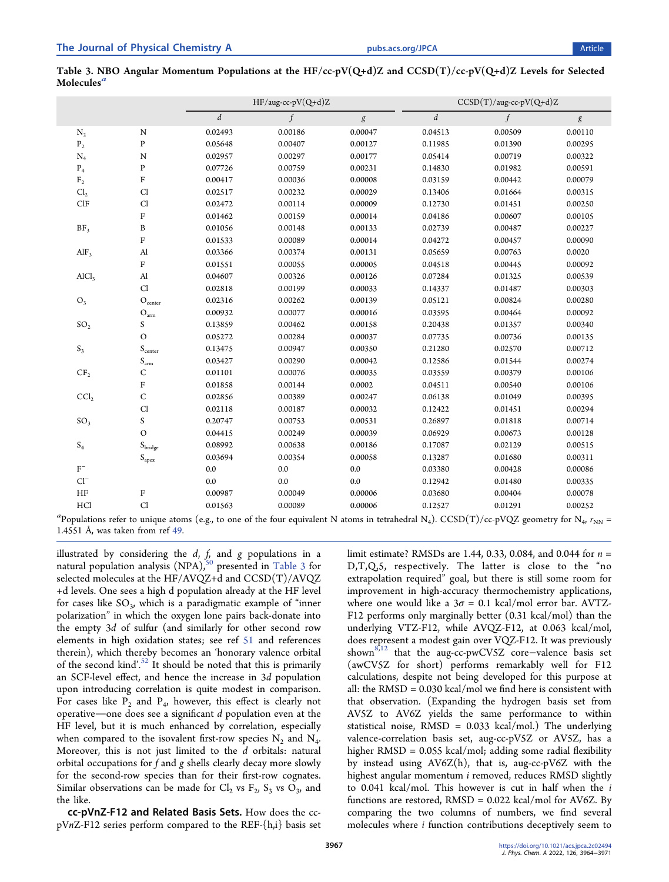Table 3. NBO Angular Momentum Populations at the HF/cc-pV(Q+d)Z and CCSD(T)/cc-pV(Q+d)Z Levels for Selected Molecules[a]

| | | HF/aug-cc-pV(Q+d)Z | | | CCSD(T)/aug-cc-pV(Q+d)Z | | |
|---|---|---|---|---|---|---|---|
| | | $d$ | $f$ | $g$ | $d$ | $f$ | $g$ |
| $N_2$ | N | 0.02493 | 0.00186 | 0.00047 | 0.04513 | 0.00509 | 0.00110 |
| $P_2$ | P | 0.05648 | 0.00407 | 0.00127 | 0.11985 | 0.01390 | 0.00295 |
| $N_4$ | N | 0.02957 | 0.00297 | 0.00177 | 0.05414 | 0.00719 | 0.00322 |
| $P_4$ | P | 0.07726 | 0.00759 | 0.00231 | 0.14830 | 0.01982 | 0.00591 |
| $F_2$ | F | 0.00417 | 0.00036 | 0.00008 | 0.03159 | 0.00442 | 0.00079 |
| $Cl_2$ | Cl | 0.02517 | 0.00232 | 0.00029 | 0.13406 | 0.01664 | 0.00315 |
| ClF | Cl | 0.02472 | 0.00114 | 0.00009 | 0.12730 | 0.01451 | 0.00250 |
| | F | 0.01462 | 0.00159 | 0.00014 | 0.04186 | 0.00607 | 0.00105 |
| $BF_3$ | B | 0.01056 | 0.00148 | 0.00133 | 0.02739 | 0.00487 | 0.00227 |
| | F | 0.01533 | 0.00089 | 0.00014 | 0.04272 | 0.00457 | 0.00090 |
| $AlF_3$ | Al | 0.03366 | 0.00374 | 0.00131 | 0.05659 | 0.00763 | 0.0020 |
| | F | 0.01551 | 0.00055 | 0.00005 | 0.04518 | 0.00445 | 0.00092 |
| $AlCl_3$ | Al | 0.04607 | 0.00326 | 0.00126 | 0.07284 | 0.01325 | 0.00539 |
| | Cl | 0.02818 | 0.00199 | 0.00033 | 0.14337 | 0.01487 | 0.00303 |
| $O_3$ | $O_{center}$ | 0.02316 | 0.00262 | 0.00139 | 0.05121 | 0.00824 | 0.00280 |
| | $O_{arm}$ | 0.00932 | 0.00077 | 0.00016 | 0.03595 | 0.00464 | 0.00092 |
| $SO_2$ | S | 0.13859 | 0.00462 | 0.00158 | 0.20438 | 0.01357 | 0.00340 |
| | O | 0.05272 | 0.00284 | 0.00037 | 0.07735 | 0.00736 | 0.00135 |
| $S_3$ | $S_{center}$ | 0.13475 | 0.00947 | 0.00350 | 0.21280 | 0.02570 | 0.00712 |
| | $S_{arm}$ | 0.03427 | 0.00290 | 0.00042 | 0.12586 | 0.01544 | 0.00274 |
| $CF_2$ | C | 0.01101 | 0.00076 | 0.00035 | 0.03559 | 0.00379 | 0.00106 |
| | F | 0.01858 | 0.00144 | 0.0002 | 0.04511 | 0.00540 | 0.00106 |
| $CCl_2$ | C | 0.02856 | 0.00389 | 0.00247 | 0.06138 | 0.01049 | 0.00395 |
| | Cl | 0.02118 | 0.00187 | 0.00032 | 0.12422 | 0.01451 | 0.00294 |
| $SO_3$ | S | 0.20747 | 0.00753 | 0.00531 | 0.26897 | 0.01818 | 0.00714 |
| | O | 0.04415 | 0.00249 | 0.00039 | 0.06929 | 0.00673 | 0.00128 |
| $S_4$ | $S_{bridge}$ | 0.08992 | 0.00638 | 0.00186 | 0.17087 | 0.02129 | 0.00515 |
| | $S_{apex}$ | 0.03694 | 0.00354 | 0.00058 | 0.13287 | 0.01680 | 0.00311 |
| $F^-$ | | 0.0 | 0.0 | 0.0 | 0.03380 | 0.00428 | 0.00086 |
| $Cl^-$ | | 0.0 | 0.0 | 0.0 | 0.12942 | 0.01480 | 0.00335 |
| HF | F | 0.00987 | 0.00049 | 0.00006 | 0.03680 | 0.00404 | 0.00078 |
| HCl | Cl | 0.01563 | 0.00089 | 0.00006 | 0.12527 | 0.01291 | 0.00252 |

[a]Populations refer to unique atoms (e.g., to one of the four equivalent N atoms in tetrahedral $N_4$). CCSD(T)/cc-pVQZ geometry for $N_4$, $r_{NN}$ = 1.4551 Å, was taken from ref 49.

illustrated by considering the $d$, $f$, and $g$ populations in a natural population analysis (NPA),[50] presented in Table 3 for selected molecules at the HF/AVQZ+d and CCSD(T)/AVQZ+d levels. One sees a high d population already at the HF level for cases like $SO_3$, which is a paradigmatic example of "inner polarization" in which the oxygen lone pairs back-donate into the empty 3$d$ of sulfur (and similarly for other second row elements in high oxidation states; see ref 51 and references therein), which thereby becomes an 'honorary valence orbital of the second kind'.[52] It should be noted that this is primarily an SCF-level effect, and hence the increase in 3$d$ population upon introducing correlation is quite modest in comparison. For cases like $P_2$ and $P_4$, however, this effect is clearly not operative—one does see a significant $d$ population even at the HF level, but it is much enhanced by correlation, especially when compared to the isovalent first-row species $N_2$ and $N_4$. Moreover, this is not just limited to the $d$ orbitals: natural orbital occupations for $f$ and $g$ shells clearly decay more slowly for the second-row species than for their first-row cognates. Similar observations can be made for $Cl_2$ vs $F_2$, $S_3$ vs $O_3$, and the like.

**cc-pVnZ-F12 and Related Basis Sets.** How does the cc-pV$n$Z-F12 series perform compared to the REF-{h,i} basis set limit estimate? RMSDs are 1.44, 0.33, 0.084, and 0.044 for $n$ = D,T,Q,5, respectively. The latter is close to the "no extrapolation required" goal, but there is still some room for improvement in high-accuracy thermochemistry applications, where one would like a $3\sigma$ = 0.1 kcal/mol error bar. AVTZ-F12 performs only marginally better (0.31 kcal/mol) than the underlying VTZ-F12, while AVQZ-F12, at 0.063 kcal/mol, does represent a modest gain over VQZ-F12. It was previously shown[8,12] that the aug-cc-pCV5Z core−valence basis set (awCV5Z for short) performs remarkably well for F12 calculations, despite not being developed for this purpose at all: the RMSD = 0.030 kcal/mol we find here is consistent with that observation. (Expanding the hydrogen basis set from AV5Z to AV6Z yields the same performance to within statistical noise, RMSD = 0.033 kcal/mol.) The underlying valence-correlation basis set, aug-cc-pV5Z or AV5Z, has a higher RMSD = 0.055 kcal/mol; adding some radial flexibility by instead using AV6Z(h), that is, aug-cc-pV6Z with the highest angular momentum $i$ removed, reduces RMSD slightly to 0.041 kcal/mol. This however is cut in half when the $i$ functions are restored, RMSD = 0.022 kcal/mol for AV6Z. By comparing the two columns of numbers, we find several molecules where $i$ function contributions deceptively seem to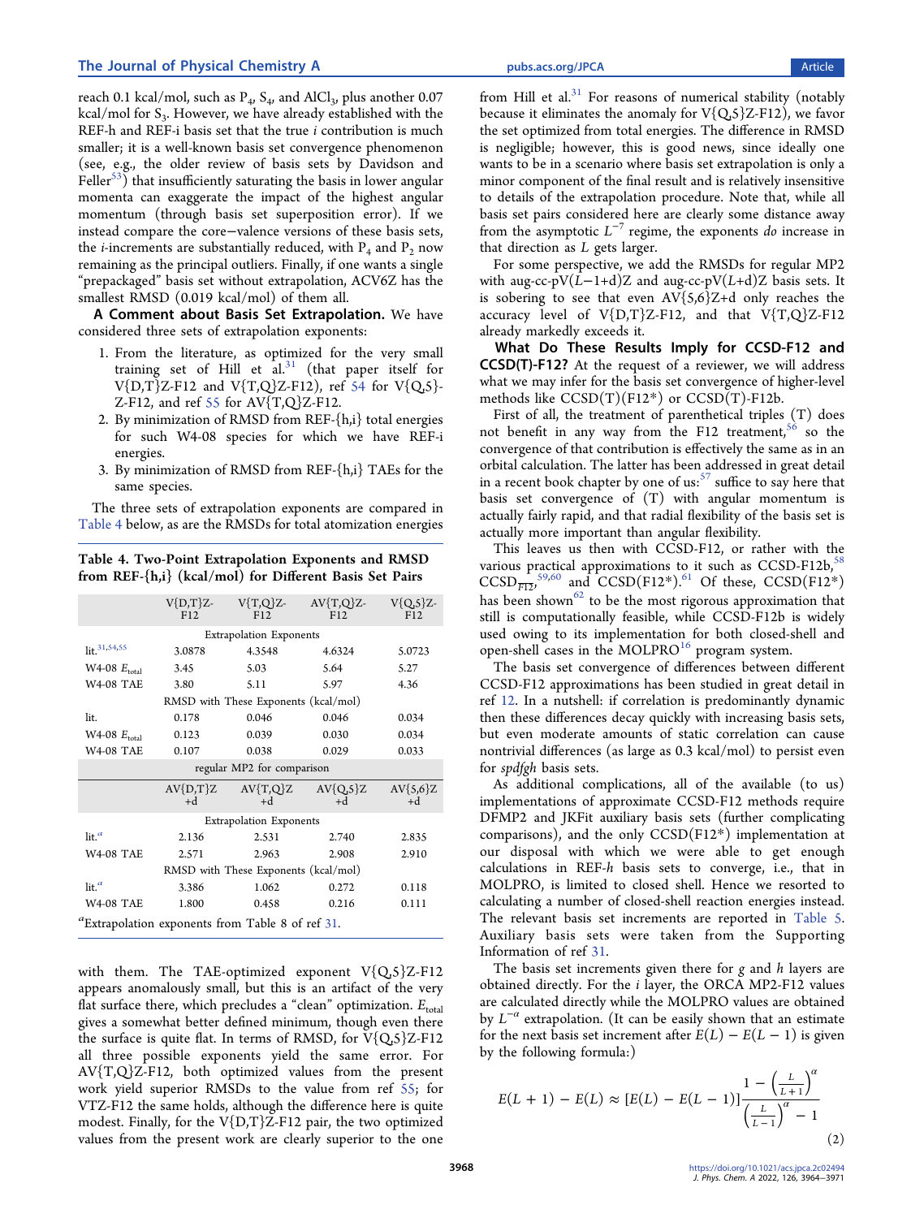reach 0.1 kcal/mol, such as $P_4$, $S_4$, and $AlCl_3$, plus another 0.07 kcal/mol for $S_3$. However, we have already established with the REF-h and REF-i basis set that the true *i* contribution is much smaller; it is a well-known basis set convergence phenomenon (see, e.g., the older review of basis sets by Davidson and Feller[53]) that insufficiently saturating the basis in lower angular momenta can exaggerate the impact of the highest angular momentum (through basis set superposition error). If we instead compare the core−valence versions of these basis sets, the *i*-increments are substantially reduced, with $P_4$ and $P_2$ now remaining as the principal outliers. Finally, if one wants a single "prepackaged" basis set without extrapolation, ACV6Z has the smallest RMSD (0.019 kcal/mol) of them all.

**A Comment about Basis Set Extrapolation.** We have considered three sets of extrapolation exponents:

1. From the literature, as optimized for the very small training set of Hill et al.[31] (that paper itself for V{D,T}Z-F12 and V{T,Q}Z-F12), ref 54 for V{Q,5}-Z-F12, and ref 55 for AV{T,Q}Z-F12.
2. By minimization of RMSD from REF-{h,i} total energies for such W4-08 species for which we have REF-i energies.
3. By minimization of RMSD from REF-{h,i} TAEs for the same species.

The three sets of extrapolation exponents are compared in Table 4 below, as are the RMSDs for total atomization energies with them. The TAE-optimized exponent V{Q,5}Z-F12 appears anomalously small, but this is an artifact of the very flat surface there, which precludes a "clean" optimization. $E_{total}$ gives a somewhat better defined minimum, though even there the surface is quite flat. In terms of RMSD, for V{Q,5}Z-F12 all three possible exponents yield the same error. For AV{T,Q}Z-F12, both optimized values from the present work yield superior RMSDs to the value from ref 55; for VTZ-F12 the same holds, although the difference here is quite modest. Finally, for the V{D,T}Z-F12 pair, the two optimized values from the present work are clearly superior to the one from Hill et al.[31] For reasons of numerical stability (notably because it eliminates the anomaly for V{Q,5}Z-F12), we favor the set optimized from total energies. The difference in RMSD is negligible; however, this is good news, since ideally one wants to be in a scenario where basis set extrapolation is only a minor component of the final result and is relatively insensitive to details of the extrapolation procedure. Note that, while all basis set pairs considered here are clearly some distance away from the asymptotic $L^{-7}$ regime, the exponents *do* increase in that direction as $L$ gets larger.

**Table 4. Two-Point Extrapolation Exponents and RMSD from REF-{h,i} (kcal/mol) for Different Basis Set Pairs**

| | V{D,T}Z-F12 | V{T,Q}Z-F12 | AV{T,Q}Z-F12 | V{Q,5}Z-F12 |
|---|---|---|---|---|
| | Extrapolation Exponents | | | |
| lit.[31,54,55] | 3.0878 | 4.3548 | 4.6324 | 5.0723 |
| W4-08 $E_{total}$ | 3.45 | 5.03 | 5.64 | 5.27 |
| W4-08 TAE | 3.80 | 5.11 | 5.97 | 4.36 |
| | RMSD with These Exponents (kcal/mol) | | | |
| lit. | 0.178 | 0.046 | 0.046 | 0.034 |
| W4-08 $E_{total}$ | 0.123 | 0.039 | 0.030 | 0.034 |
| W4-08 TAE | 0.107 | 0.038 | 0.029 | 0.033 |
| | regular MP2 for comparison | | | |
| | AV{D,T}Z+d | AV{T,Q}Z+d | AV{Q,5}Z+d | AV{5,6}Z+d |
| | Extrapolation Exponents | | | |
| lit.[a] | 2.136 | 2.531 | 2.740 | 2.835 |
| W4-08 TAE | 2.571 | 2.963 | 2.908 | 2.910 |
| | RMSD with These Exponents (kcal/mol) | | | |
| lit.[a] | 3.386 | 1.062 | 0.272 | 0.118 |
| W4-08 TAE | 1.800 | 0.458 | 0.216 | 0.111 |

[a]Extrapolation exponents from Table 8 of ref 31.

For some perspective, we add the RMSDs for regular MP2 with aug-cc-pV($L$−1+d)Z and aug-cc-pV($L$+d)Z basis sets. It is sobering to see that even AV{5,6}Z+d only reaches the accuracy level of V{D,T}Z-F12, and that V{T,Q}Z-F12 already markedly exceeds it.

**What Do These Results Imply for CCSD-F12 and CCSD(T)-F12?** At the request of a reviewer, we will address what we may infer for the basis set convergence of higher-level methods like CCSD(T)(F12\*) or CCSD(T)-F12b.

First of all, the treatment of parenthetical triples (T) does not benefit in any way from the F12 treatment,[56] so the convergence of that contribution is effectively the same as in an orbital calculation. The latter has been addressed in great detail in a recent book chapter by one of us:[57] suffice to say here that basis set convergence of (T) with angular momentum is actually fairly rapid, and that radial flexibility of the basis set is actually more important than angular flexibility.

This leaves us then with CCSD-F12, or rather with the various practical approximations to it such as CCSD-F12b,[58] $CCSD_{\overline{F12}}$,[59,60] and CCSD(F12\*).[61] Of these, CCSD(F12\*) has been shown[62] to be the most rigorous approximation that still is computationally feasible, while CCSD-F12b is widely used owing to its implementation for both closed-shell and open-shell cases in the MOLPRO[16] program system.

The basis set convergence of differences between different CCSD-F12 approximations has been studied in great detail in ref 12. In a nutshell: if correlation is predominantly dynamic then these differences decay quickly with increasing basis sets, but even moderate amounts of static correlation can cause nontrivial differences (as large as 0.3 kcal/mol) to persist even for *spdfgh* basis sets.

As additional complications, all of the available (to us) implementations of approximate CCSD-F12 methods require DFMP2 and JKFit auxiliary basis sets (further complicating comparisons), and the only CCSD(F12\*) implementation at our disposal with which we were able to get enough calculations in REF-*h* basis sets to converge, i.e., that in MOLPRO, is limited to closed shell. Hence we resorted to calculating a number of closed-shell reaction energies instead. The relevant basis set increments are reported in Table 5. Auxiliary basis sets were taken from the Supporting Information of ref 31.

The basis set increments given there for *g* and *h* layers are obtained directly. For the *i* layer, the ORCA MP2-F12 values are calculated directly while the MOLPRO values are obtained by $L^{-\alpha}$ extrapolation. (It can be easily shown that an estimate for the next basis set increment after $E(L) - E(L-1)$ is given by the following formula:)

$$E(L+1) - E(L) \approx [E(L) - E(L-1)]\frac{1 - \left(\frac{L}{L+1}\right)^{\alpha}}{\left(\frac{L}{L-1}\right)^{\alpha} - 1} \tag{2}$$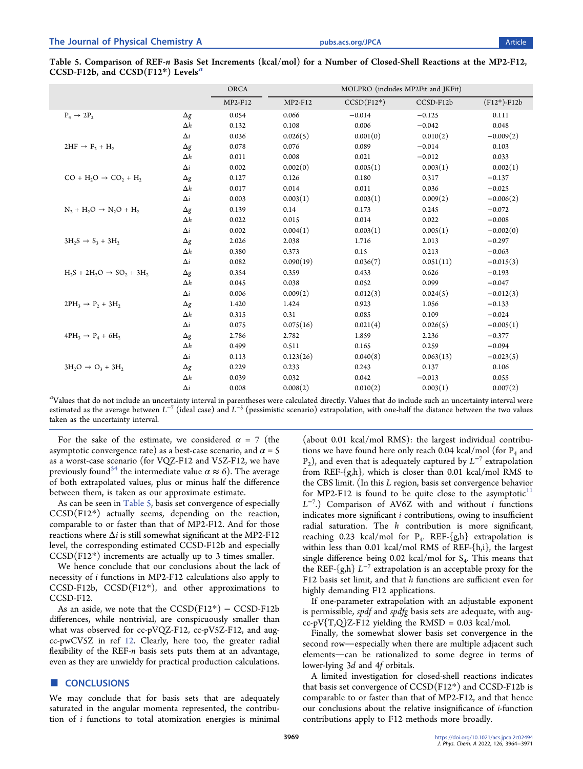**Table 5. Comparison of REF-*n* Basis Set Increments (kcal/mol) for a Number of Closed-Shell Reactions at the MP2-F12, CCSD-F12b, and CCSD(F12*) Levels[a]**

| | | ORCA | MOLPRO (includes MP2Fit and JKFit) | | | |
|---|---|---|---|---|---|---|
| | | MP2-F12 | MP2-F12 | CCSD(F12*) | CCSD-F12b | (F12*)-F12b |
| $P_4 \rightarrow 2P_2$ | $\Delta g$ | 0.054 | 0.066 | −0.014 | −0.125 | 0.111 |
| | $\Delta h$ | 0.132 | 0.108 | 0.006 | −0.042 | 0.048 |
| | $\Delta i$ | 0.036 | 0.026(5) | 0.001(0) | 0.010(2) | −0.009(2) |
| $2HF \rightarrow F_2 + H_2$ | $\Delta g$ | 0.078 | 0.076 | 0.089 | −0.014 | 0.103 |
| | $\Delta h$ | 0.011 | 0.008 | 0.021 | −0.012 | 0.033 |
| | $\Delta i$ | 0.002 | 0.002(0) | 0.005(1) | 0.003(1) | 0.002(1) |
| $CO + H_2O \rightarrow CO_2 + H_2$ | $\Delta g$ | 0.127 | 0.126 | 0.180 | 0.317 | −0.137 |
| | $\Delta h$ | 0.017 | 0.014 | 0.011 | 0.036 | −0.025 |
| | $\Delta i$ | 0.003 | 0.003(1) | 0.003(1) | 0.009(2) | −0.006(2) |
| $N_2 + H_2O \rightarrow N_2O + H_2$ | $\Delta g$ | 0.139 | 0.14 | 0.173 | 0.245 | −0.072 |
| | $\Delta h$ | 0.022 | 0.015 | 0.014 | 0.022 | −0.008 |
| | $\Delta i$ | 0.002 | 0.004(1) | 0.003(1) | 0.005(1) | −0.002(0) |
| $3H_2S \rightarrow S_3 + 3H_2$ | $\Delta g$ | 2.026 | 2.038 | 1.716 | 2.013 | −0.297 |
| | $\Delta h$ | 0.380 | 0.373 | 0.15 | 0.213 | −0.063 |
| | $\Delta i$ | 0.082 | 0.090(19) | 0.036(7) | 0.051(11) | −0.015(3) |
| $H_2S + 2H_2O \rightarrow SO_2 + 3H_2$ | $\Delta g$ | 0.354 | 0.359 | 0.433 | 0.626 | −0.193 |
| | $\Delta h$ | 0.045 | 0.038 | 0.052 | 0.099 | −0.047 |
| | $\Delta i$ | 0.006 | 0.009(2) | 0.012(3) | 0.024(5) | −0.012(3) |
| $2PH_3 \rightarrow P_2 + 3H_2$ | $\Delta g$ | 1.420 | 1.424 | 0.923 | 1.056 | −0.133 |
| | $\Delta h$ | 0.315 | 0.31 | 0.085 | 0.109 | −0.024 |
| | $\Delta i$ | 0.075 | 0.075(16) | 0.021(4) | 0.026(5) | −0.005(1) |
| $4PH_3 \rightarrow P_4 + 6H_2$ | $\Delta g$ | 2.786 | 2.782 | 1.859 | 2.236 | −0.377 |
| | $\Delta h$ | 0.499 | 0.511 | 0.165 | 0.259 | −0.094 |
| | $\Delta i$ | 0.113 | 0.123(26) | 0.040(8) | 0.063(13) | −0.023(5) |
| $3H_2O \rightarrow O_3 + 3H_2$ | $\Delta g$ | 0.229 | 0.233 | 0.243 | 0.137 | 0.106 |
| | $\Delta h$ | 0.039 | 0.032 | 0.042 | −0.013 | 0.055 |
| | $\Delta i$ | 0.008 | 0.008(2) | 0.010(2) | 0.003(1) | 0.007(2) |

[a]Values that do not include an uncertainty interval in parentheses were calculated directly. Values that do include such an uncertainty interval were estimated as the average between $L^{-7}$ (ideal case) and $L^{-5}$ (pessimistic scenario) extrapolation, with one-half the distance between the two values taken as the uncertainty interval.

For the sake of the estimate, we considered $\alpha = 7$ (the asymptotic convergence rate) as a best-case scenario, and $\alpha = 5$ as a worst-case scenario (for VQZ-F12 and V5Z-F12, we have previously found[54] the intermediate value $\alpha \approx 6$). The average of both extrapolated values, plus or minus half the difference between them, is taken as our approximate estimate.

As can be seen in Table 5, basis set convergence of especially CCSD(F12*) actually seems, depending on the reaction, comparable to or faster than that of MP2-F12. And for those reactions where $\Delta i$ is still somewhat significant at the MP2-F12 level, the corresponding estimated CCSD-F12b and especially CCSD(F12*) increments are actually up to 3 times smaller.

We hence conclude that our conclusions about the lack of necessity of *i* functions in MP2-F12 calculations also apply to CCSD-F12b, CCSD(F12*), and other approximations to CCSD-F12.

As an aside, we note that the CCSD(F12*) − CCSD-F12b differences, while nontrivial, are conspicuously smaller than what was observed for cc-pVQZ-F12, cc-pV5Z-F12, and aug-cc-pwCV5Z in ref 12. Clearly, here too, the greater radial flexibility of the REF-*n* basis sets puts them at an advantage, even as they are unwieldy for practical production calculations.

## CONCLUSIONS

We may conclude that for basis sets that are adequately saturated in the angular momenta represented, the contribution of *i* functions to total atomization energies is minimal (about 0.01 kcal/mol RMS): the largest individual contributions we have found here only reach 0.04 kcal/mol (for $P_4$ and $P_2$), and even that is adequately captured by $L^{-7}$ extrapolation from REF-{g,h}, which is closer than 0.01 kcal/mol RMS to the CBS limit. (In this *L* region, basis set convergence behavior for MP2-F12 is found to be quite close to the asymptotic[11] $L^{-7}$.) Comparison of AV6Z with and without *i* functions indicates more significant *i* contributions, owing to insufficient radial saturation. The *h* contribution is more significant, reaching 0.23 kcal/mol for $P_4$. REF-{g,h} extrapolation is within less than 0.01 kcal/mol RMS of REF-{h,i}, the largest single difference being 0.02 kcal/mol for $S_4$. This means that the REF-{g,h} $L^{-7}$ extrapolation is an acceptable proxy for the F12 basis set limit, and that *h* functions are sufficient even for highly demanding F12 applications.

If one-parameter extrapolation with an adjustable exponent is permissible, *spdf* and *spdfg* basis sets are adequate, with aug-cc-pV{T,Q}Z-F12 yielding the RMSD = 0.03 kcal/mol.

Finally, the somewhat slower basis set convergence in the second row—especially when there are multiple adjacent such elements—can be rationalized to some degree in terms of lower-lying 3*d* and 4*f* orbitals.

A limited investigation for closed-shell reactions indicates that basis set convergence of CCSD(F12*) and CCSD-F12b is comparable to or faster than that of MP2-F12, and that hence our conclusions about the relative insignificance of *i*-function contributions apply to F12 methods more broadly.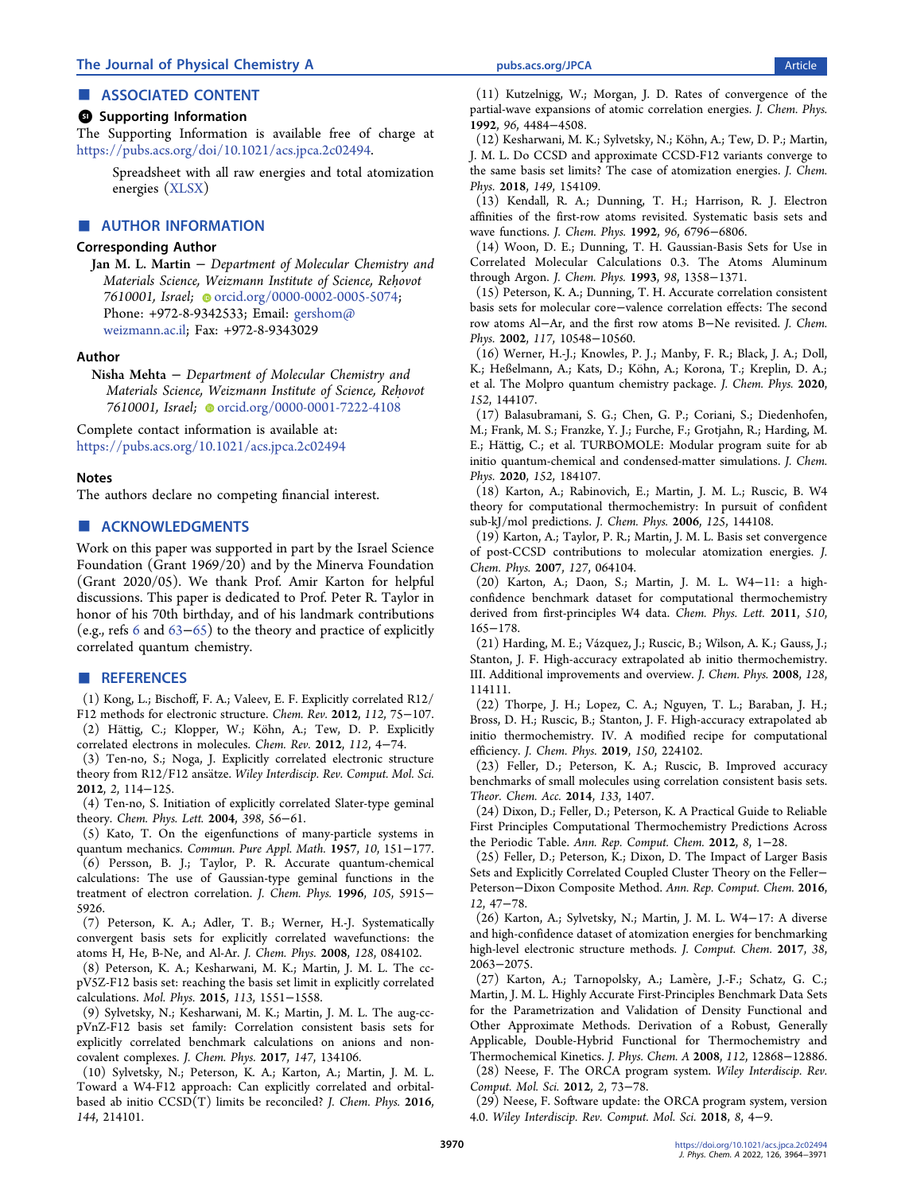## ■ ASSOCIATED CONTENT

### Supporting Information

The Supporting Information is available free of charge at https://pubs.acs.org/doi/10.1021/acs.jpca.2c02494.

Spreadsheet with all raw energies and total atomization energies (XLSX)

## ■ AUTHOR INFORMATION

### Corresponding Author

**Jan M. L. Martin** − *Department of Molecular Chemistry and Materials Science, Weizmann Institute of Science, Reḥovot 7610001, Israel;* orcid.org/0000-0002-0005-5074; Phone: +972-8-9342533; Email: gershom@weizmann.ac.il; Fax: +972-8-9343029

### Author

**Nisha Mehta** − *Department of Molecular Chemistry and Materials Science, Weizmann Institute of Science, Reḥovot 7610001, Israel;* orcid.org/0000-0001-7222-4108

Complete contact information is available at: https://pubs.acs.org/10.1021/acs.jpca.2c02494

### Notes

The authors declare no competing financial interest.

## ■ ACKNOWLEDGMENTS

Work on this paper was supported in part by the Israel Science Foundation (Grant 1969/20) and by the Minerva Foundation (Grant 2020/05). We thank Prof. Amir Karton for helpful discussions. This paper is dedicated to Prof. Peter R. Taylor in honor of his 70th birthday, and of his landmark contributions (e.g., refs 6 and 63−65) to the theory and practice of explicitly correlated quantum chemistry.

## ■ REFERENCES

(1) Kong, L.; Bischoff, F. A.; Valeev, E. F. Explicitly correlated R12/F12 methods for electronic structure. *Chem. Rev.* **2012**, *112*, 75−107.

(2) Hättig, C.; Klopper, W.; Köhn, A.; Tew, D. P. Explicitly correlated electrons in molecules. *Chem. Rev.* **2012**, *112*, 4−74.

(3) Ten-no, S.; Noga, J. Explicitly correlated electronic structure theory from R12/F12 ansätze. *Wiley Interdiscip. Rev. Comput. Mol. Sci.* **2012**, *2*, 114−125.

(4) Ten-no, S. Initiation of explicitly correlated Slater-type geminal theory. *Chem. Phys. Lett.* **2004**, *398*, 56−61.

(5) Kato, T. On the eigenfunctions of many-particle systems in quantum mechanics. *Commun. Pure Appl. Math.* **1957**, *10*, 151−177.

(6) Persson, B. J.; Taylor, P. R. Accurate quantum-chemical calculations: The use of Gaussian-type geminal functions in the treatment of electron correlation. *J. Chem. Phys.* **1996**, *105*, 5915−5926.

(7) Peterson, K. A.; Adler, T. B.; Werner, H.-J. Systematically convergent basis sets for explicitly correlated wavefunctions: the atoms H, He, B-Ne, and Al-Ar. *J. Chem. Phys.* **2008**, *128*, 084102.

(8) Peterson, K. A.; Kesharwani, M. K.; Martin, J. M. L. The cc-pV5Z-F12 basis set: reaching the basis set limit in explicitly correlated calculations. *Mol. Phys.* **2015**, *113*, 1551−1558.

(9) Sylvetsky, N.; Kesharwani, M. K.; Martin, J. M. L. The aug-cc-pVnZ-F12 basis set family: Correlation consistent basis sets for explicitly correlated benchmark calculations on anions and non-covalent complexes. *J. Chem. Phys.* **2017**, *147*, 134106.

(10) Sylvetsky, N.; Peterson, K. A.; Karton, A.; Martin, J. M. L. Toward a W4-F12 approach: Can explicitly correlated and orbital-based ab initio CCSD(T) limits be reconciled? *J. Chem. Phys.* **2016**, *144*, 214101.

(11) Kutzelnigg, W.; Morgan, J. D. Rates of convergence of the partial-wave expansions of atomic correlation energies. *J. Chem. Phys.* **1992**, *96*, 4484−4508.

(12) Kesharwani, M. K.; Sylvetsky, N.; Köhn, A.; Tew, D. P.; Martin, J. M. L. Do CCSD and approximate CCSD-F12 variants converge to the same basis set limits? The case of atomization energies. *J. Chem. Phys.* **2018**, *149*, 154109.

(13) Kendall, R. A.; Dunning, T. H.; Harrison, R. J. Electron affinities of the first-row atoms revisited. Systematic basis sets and wave functions. *J. Chem. Phys.* **1992**, *96*, 6796−6806.

(14) Woon, D. E.; Dunning, T. H. Gaussian-Basis Sets for Use in Correlated Molecular Calculations 0.3. The Atoms Aluminum through Argon. *J. Chem. Phys.* **1993**, *98*, 1358−1371.

(15) Peterson, K. A.; Dunning, T. H. Accurate correlation consistent basis sets for molecular core−valence correlation effects: The second row atoms Al−Ar, and the first row atoms B−Ne revisited. *J. Chem. Phys.* **2002**, *117*, 10548−10560.

(16) Werner, H.-J.; Knowles, P. J.; Manby, F. R.; Black, J. A.; Doll, K.; Heßelmann, A.; Kats, D.; Köhn, A.; Korona, T.; Kreplin, D. A.; et al. The Molpro quantum chemistry package. *J. Chem. Phys.* **2020**, *152*, 144107.

(17) Balasubramani, S. G.; Chen, G. P.; Coriani, S.; Diedenhofen, M.; Frank, M. S.; Franzke, Y. J.; Furche, F.; Grotjahn, R.; Harding, M. E.; Hättig, C.; et al. TURBOMOLE: Modular program suite for ab initio quantum-chemical and condensed-matter simulations. *J. Chem. Phys.* **2020**, *152*, 184107.

(18) Karton, A.; Rabinovich, E.; Martin, J. M. L.; Ruscic, B. W4 theory for computational thermochemistry: In pursuit of confident sub-kJ/mol predictions. *J. Chem. Phys.* **2006**, *125*, 144108.

(19) Karton, A.; Taylor, P. R.; Martin, J. M. L. Basis set convergence of post-CCSD contributions to molecular atomization energies. *J. Chem. Phys.* **2007**, *127*, 064104.

(20) Karton, A.; Daon, S.; Martin, J. M. L. W4−11: a high-confidence benchmark dataset for computational thermochemistry derived from first-principles W4 data. *Chem. Phys. Lett.* **2011**, *510*, 165−178.

(21) Harding, M. E.; Vázquez, J.; Ruscic, B.; Wilson, A. K.; Gauss, J.; Stanton, J. F. High-accuracy extrapolated ab initio thermochemistry. III. Additional improvements and overview. *J. Chem. Phys.* **2008**, *128*, 114111.

(22) Thorpe, J. H.; Lopez, C. A.; Nguyen, T. L.; Baraban, J. H.; Bross, D. H.; Ruscic, B.; Stanton, J. F. High-accuracy extrapolated ab initio thermochemistry. IV. A modified recipe for computational efficiency. *J. Chem. Phys.* **2019**, *150*, 224102.

(23) Feller, D.; Peterson, K. A.; Ruscic, B. Improved accuracy benchmarks of small molecules using correlation consistent basis sets. *Theor. Chem. Acc.* **2014**, *133*, 1407.

(24) Dixon, D.; Feller, D.; Peterson, K. A Practical Guide to Reliable First Principles Computational Thermochemistry Predictions Across the Periodic Table. *Ann. Rep. Comput. Chem.* **2012**, *8*, 1−28.

(25) Feller, D.; Peterson, K.; Dixon, D. The Impact of Larger Basis Sets and Explicitly Correlated Coupled Cluster Theory on the Feller−Peterson−Dixon Composite Method. *Ann. Rep. Comput. Chem.* **2016**, *12*, 47−78.

(26) Karton, A.; Sylvetsky, N.; Martin, J. M. L. W4−17: A diverse and high-confidence dataset of atomization energies for benchmarking high-level electronic structure methods. *J. Comput. Chem.* **2017**, *38*, 2063−2075.

(27) Karton, A.; Tarnopolsky, A.; Lamère, J.-F.; Schatz, G. C.; Martin, J. M. L. Highly Accurate First-Principles Benchmark Data Sets for the Parametrization and Validation of Density Functional and Other Approximate Methods. Derivation of a Robust, Generally Applicable, Double-Hybrid Functional for Thermochemistry and Thermochemical Kinetics. *J. Phys. Chem. A* **2008**, *112*, 12868−12886.

(28) Neese, F. The ORCA program system. *Wiley Interdiscip. Rev. Comput. Mol. Sci.* **2012**, *2*, 73−78.

(29) Neese, F. Software update: the ORCA program system, version 4.0. *Wiley Interdiscip. Rev. Comput. Mol. Sci.* **2018**, *8*, 4−9.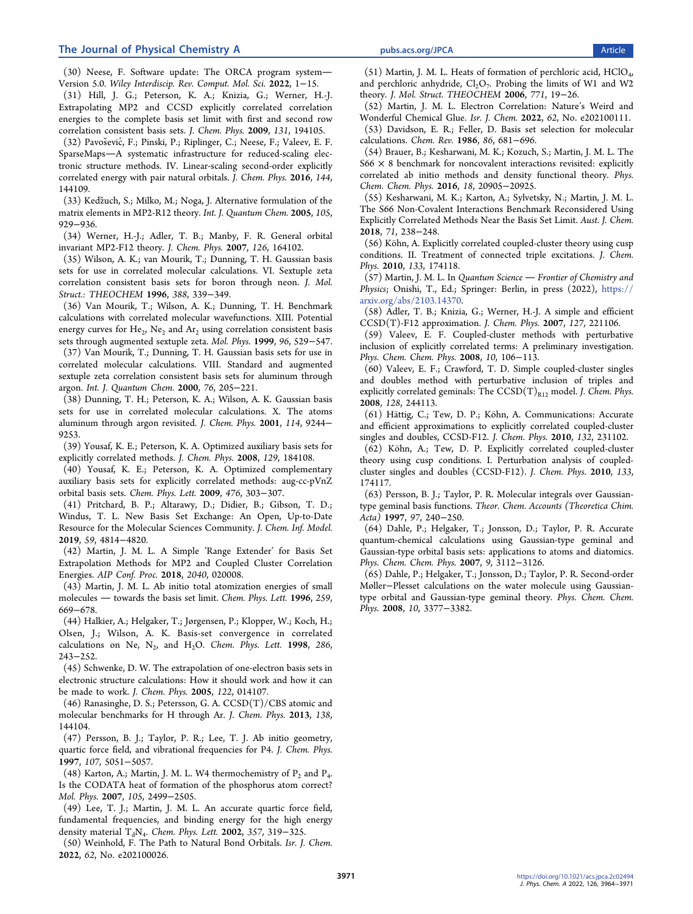(30) Neese, F. Software update: The ORCA program system—Version 5.0. *Wiley Interdiscip. Rev. Comput. Mol. Sci.* **2022**, 1−15.

(31) Hill, J. G.; Peterson, K. A.; Knizia, G.; Werner, H.-J. Extrapolating MP2 and CCSD explicitly correlated correlation energies to the complete basis set limit with first and second row correlation consistent basis sets. *J. Chem. Phys.* **2009**, *131*, 194105.

(32) Pavošević, F.; Pinski, P.; Riplinger, C.; Neese, F.; Valeev, E. F. SparseMaps—A systematic infrastructure for reduced-scaling electronic structure methods. IV. Linear-scaling second-order explicitly correlated energy with pair natural orbitals. *J. Chem. Phys.* **2016**, *144*, 144109.

(33) Kedžuch, S.; Milko, M.; Noga, J. Alternative formulation of the matrix elements in MP2-R12 theory. *Int. J. Quantum Chem.* **2005**, *105*, 929−936.

(34) Werner, H.-J.; Adler, T. B.; Manby, F. R. General orbital invariant MP2-F12 theory. *J. Chem. Phys.* **2007**, *126*, 164102.

(35) Wilson, A. K.; van Mourik, T.; Dunning, T. H. Gaussian basis sets for use in correlated molecular calculations. VI. Sextuple zeta correlation consistent basis sets for boron through neon. *J. Mol. Struct.: THEOCHEM* **1996**, *388*, 339−349.

(36) Van Mourik, T.; Wilson, A. K.; Dunning, T. H. Benchmark calculations with correlated molecular wavefunctions. XIII. Potential energy curves for $He_2$, $Ne_2$ and $Ar_2$ using correlation consistent basis sets through augmented sextuple zeta. *Mol. Phys.* **1999**, *96*, 529−547.

(37) Van Mourik, T.; Dunning, T. H. Gaussian basis sets for use in correlated molecular calculations. VIII. Standard and augmented sextuple zeta correlation consistent basis sets for aluminum through argon. *Int. J. Quantum Chem.* **2000**, *76*, 205−221.

(38) Dunning, T. H.; Peterson, K. A.; Wilson, A. K. Gaussian basis sets for use in correlated molecular calculations. X. The atoms aluminum through argon revisited. *J. Chem. Phys.* **2001**, *114*, 9244−9253.

(39) Yousaf, K. E.; Peterson, K. A. Optimized auxiliary basis sets for explicitly correlated methods. *J. Chem. Phys.* **2008**, *129*, 184108.

(40) Yousaf, K. E.; Peterson, K. A. Optimized complementary auxiliary basis sets for explicitly correlated methods: aug-cc-pVnZ orbital basis sets. *Chem. Phys. Lett.* **2009**, *476*, 303−307.

(41) Pritchard, B. P.; Altarawy, D.; Didier, B.; Gibson, T. D.; Windus, T. L. New Basis Set Exchange: An Open, Up-to-Date Resource for the Molecular Sciences Community. *J. Chem. Inf. Model.* **2019**, *59*, 4814−4820.

(42) Martin, J. M. L. A Simple 'Range Extender' for Basis Set Extrapolation Methods for MP2 and Coupled Cluster Correlation Energies. *AIP Conf. Proc.* **2018**, *2040*, 020008.

(43) Martin, J. M. L. Ab initio total atomization energies of small molecules — towards the basis set limit. *Chem. Phys. Lett.* **1996**, *259*, 669−678.

(44) Halkier, A.; Helgaker, T.; Jørgensen, P.; Klopper, W.; Koch, H.; Olsen, J.; Wilson, A. K. Basis-set convergence in correlated calculations on Ne, $N_2$, and $H_2O$. *Chem. Phys. Lett.* **1998**, *286*, 243−252.

(45) Schwenke, D. W. The extrapolation of one-electron basis sets in electronic structure calculations: How it should work and how it can be made to work. *J. Chem. Phys.* **2005**, *122*, 014107.

(46) Ranasinghe, D. S.; Petersson, G. A. CCSD(T)/CBS atomic and molecular benchmarks for H through Ar. *J. Chem. Phys.* **2013**, *138*, 144104.

(47) Persson, B. J.; Taylor, P. R.; Lee, T. J. Ab initio geometry, quartic force field, and vibrational frequencies for P4. *J. Chem. Phys.* **1997**, *107*, 5051−5057.

(48) Karton, A.; Martin, J. M. L. W4 thermochemistry of $P_2$ and $P_4$. Is the CODATA heat of formation of the phosphorus atom correct? *Mol. Phys.* **2007**, *105*, 2499−2505.

(49) Lee, T. J.; Martin, J. M. L. An accurate quartic force field, fundamental frequencies, and binding energy for the high energy density material $T_dN_4$. *Chem. Phys. Lett.* **2002**, *357*, 319−325.

(50) Weinhold, F. The Path to Natural Bond Orbitals. *Isr. J. Chem.* **2022**, *62*, No. e202100026.

(51) Martin, J. M. L. Heats of formation of perchloric acid, $HClO_4$, and perchloric anhydride, $Cl_2O_7$. Probing the limits of W1 and W2 theory. *J. Mol. Struct. THEOCHEM* **2006**, *771*, 19−26.

(52) Martin, J. M. L. Electron Correlation: Nature's Weird and Wonderful Chemical Glue. *Isr. J. Chem.* **2022**, *62*, No. e202100111.

(53) Davidson, E. R.; Feller, D. Basis set selection for molecular calculations. *Chem. Rev.* **1986**, *86*, 681−696.

(54) Brauer, B.; Kesharwani, M. K.; Kozuch, S.; Martin, J. M. L. The S66 × 8 benchmark for noncovalent interactions revisited: explicitly correlated ab initio methods and density functional theory. *Phys. Chem. Chem. Phys.* **2016**, *18*, 20905−20925.

(55) Kesharwani, M. K.; Karton, A.; Sylvetsky, N.; Martin, J. M. L. The S66 Non-Covalent Interactions Benchmark Reconsidered Using Explicitly Correlated Methods Near the Basis Set Limit. *Aust. J. Chem.* **2018**, *71*, 238−248.

(56) Köhn, A. Explicitly correlated coupled-cluster theory using cusp conditions. II. Treatment of connected triple excitations. *J. Chem. Phys.* **2010**, *133*, 174118.

(57) Martin, J. M. L. In *Quantum Science — Frontier of Chemistry and Physics*; Onishi, T., Ed.; Springer: Berlin, in press (2022), https://arxiv.org/abs/2103.14370.

(58) Adler, T. B.; Knizia, G.; Werner, H.-J. A simple and efficient CCSD(T)-F12 approximation. *J. Chem. Phys.* **2007**, *127*, 221106.

(59) Valeev, E. F. Coupled-cluster methods with perturbative inclusion of explicitly correlated terms: A preliminary investigation. *Phys. Chem. Chem. Phys.* **2008**, *10*, 106−113.

(60) Valeev, E. F.; Crawford, T. D. Simple coupled-cluster singles and doubles method with perturbative inclusion of triples and explicitly correlated geminals: The $CCSD(T)_{R12}$ model. *J. Chem. Phys.* **2008**, *128*, 244113.

(61) Hättig, C.; Tew, D. P.; Köhn, A. Communications: Accurate and efficient approximations to explicitly correlated coupled-cluster singles and doubles, CCSD-F12. *J. Chem. Phys.* **2010**, *132*, 231102.

(62) Köhn, A.; Tew, D. P. Explicitly correlated coupled-cluster theory using cusp conditions. I. Perturbation analysis of coupled-cluster singles and doubles (CCSD-F12). *J. Chem. Phys.* **2010**, *133*, 174117.

(63) Persson, B. J.; Taylor, P. R. Molecular integrals over Gaussian-type geminal basis functions. *Theor. Chem. Accounts (Theoretica Chim. Acta)* **1997**, *97*, 240−250.

(64) Dahle, P.; Helgaker, T.; Jonsson, D.; Taylor, P. R. Accurate quantum-chemical calculations using Gaussian-type geminal and Gaussian-type orbital basis sets: applications to atoms and diatomics. *Phys. Chem. Chem. Phys.* **2007**, *9*, 3112−3126.

(65) Dahle, P.; Helgaker, T.; Jonsson, D.; Taylor, P. R. Second-order Møller−Plesset calculations on the water molecule using Gaussian-type orbital and Gaussian-type geminal theory. *Phys. Chem. Chem. Phys.* **2008**, *10*, 3377−3382.